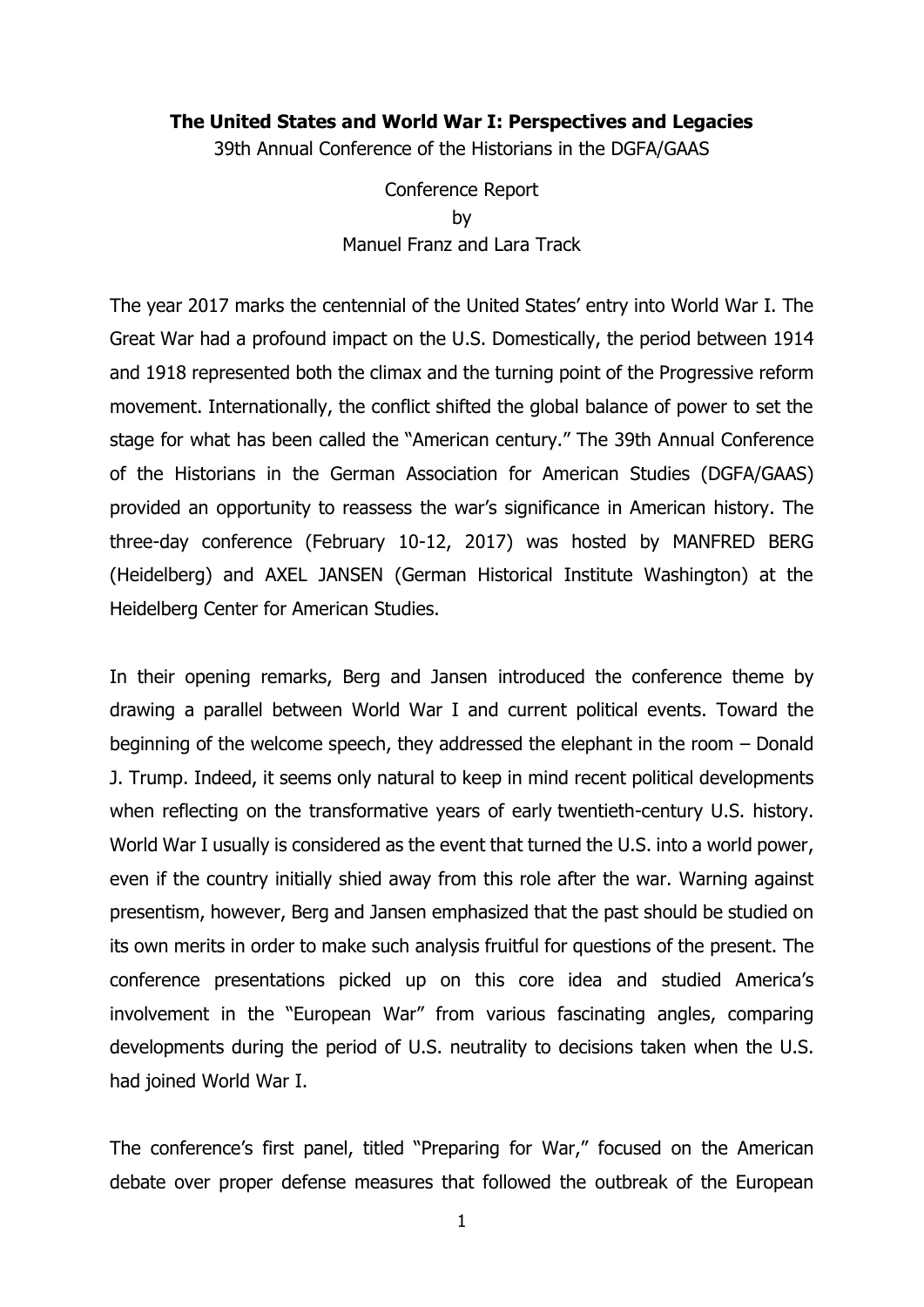**The United States and World War I: Perspectives and Legacies**

39th Annual Conference of the Historians in the DGFA/GAAS

Conference Report
by
Manuel Franz and Lara Track

The year 2017 marks the centennial of the United States' entry into World War I. The Great War had a profound impact on the U.S. Domestically, the period between 1914 and 1918 represented both the climax and the turning point of the Progressive reform movement. Internationally, the conflict shifted the global balance of power to set the stage for what has been called the "American century." The 39th Annual Conference of the Historians in the German Association for American Studies (DGFA/GAAS) provided an opportunity to reassess the war's significance in American history. The three-day conference (February 10-12, 2017) was hosted by MANFRED BERG (Heidelberg) and AXEL JANSEN (German Historical Institute Washington) at the Heidelberg Center for American Studies.

In their opening remarks, Berg and Jansen introduced the conference theme by drawing a parallel between World War I and current political events. Toward the beginning of the welcome speech, they addressed the elephant in the room – Donald J. Trump. Indeed, it seems only natural to keep in mind recent political developments when reflecting on the transformative years of early twentieth-century U.S. history. World War I usually is considered as the event that turned the U.S. into a world power, even if the country initially shied away from this role after the war. Warning against presentism, however, Berg and Jansen emphasized that the past should be studied on its own merits in order to make such analysis fruitful for questions of the present. The conference presentations picked up on this core idea and studied America's involvement in the "European War" from various fascinating angles, comparing developments during the period of U.S. neutrality to decisions taken when the U.S. had joined World War I.

The conference's first panel, titled "Preparing for War," focused on the American debate over proper defense measures that followed the outbreak of the European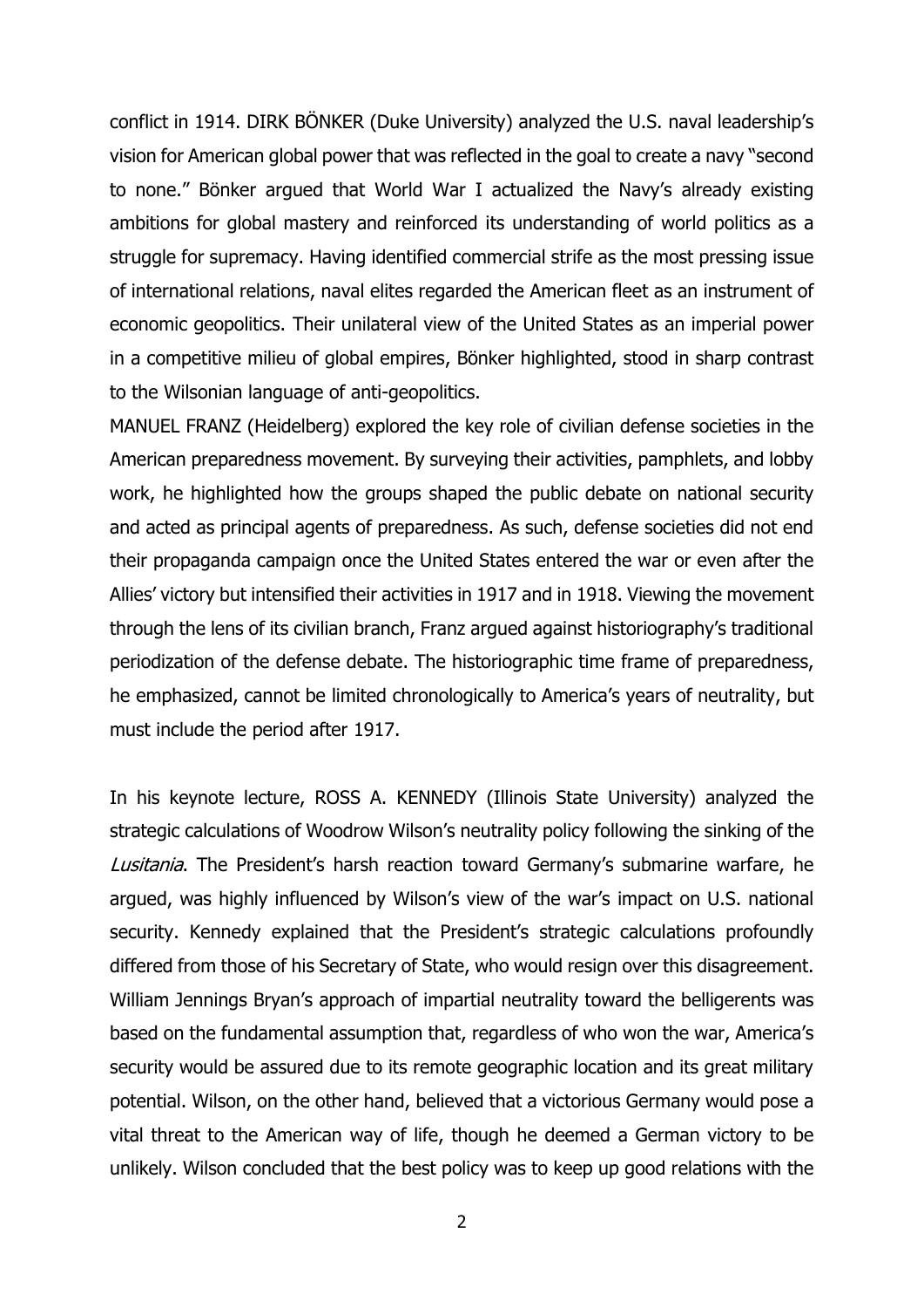conflict in 1914. DIRK BÖNKER (Duke University) analyzed the U.S. naval leadership's vision for American global power that was reflected in the goal to create a navy "second to none." Bönker argued that World War I actualized the Navy's already existing ambitions for global mastery and reinforced its understanding of world politics as a struggle for supremacy. Having identified commercial strife as the most pressing issue of international relations, naval elites regarded the American fleet as an instrument of economic geopolitics. Their unilateral view of the United States as an imperial power in a competitive milieu of global empires, Bönker highlighted, stood in sharp contrast to the Wilsonian language of anti-geopolitics.

MANUEL FRANZ (Heidelberg) explored the key role of civilian defense societies in the American preparedness movement. By surveying their activities, pamphlets, and lobby work, he highlighted how the groups shaped the public debate on national security and acted as principal agents of preparedness. As such, defense societies did not end their propaganda campaign once the United States entered the war or even after the Allies' victory but intensified their activities in 1917 and in 1918. Viewing the movement through the lens of its civilian branch, Franz argued against historiography's traditional periodization of the defense debate. The historiographic time frame of preparedness, he emphasized, cannot be limited chronologically to America's years of neutrality, but must include the period after 1917.

In his keynote lecture, ROSS A. KENNEDY (Illinois State University) analyzed the strategic calculations of Woodrow Wilson's neutrality policy following the sinking of the *Lusitania*. The President's harsh reaction toward Germany's submarine warfare, he argued, was highly influenced by Wilson's view of the war's impact on U.S. national security. Kennedy explained that the President's strategic calculations profoundly differed from those of his Secretary of State, who would resign over this disagreement. William Jennings Bryan's approach of impartial neutrality toward the belligerents was based on the fundamental assumption that, regardless of who won the war, America's security would be assured due to its remote geographic location and its great military potential. Wilson, on the other hand, believed that a victorious Germany would pose a vital threat to the American way of life, though he deemed a German victory to be unlikely. Wilson concluded that the best policy was to keep up good relations with the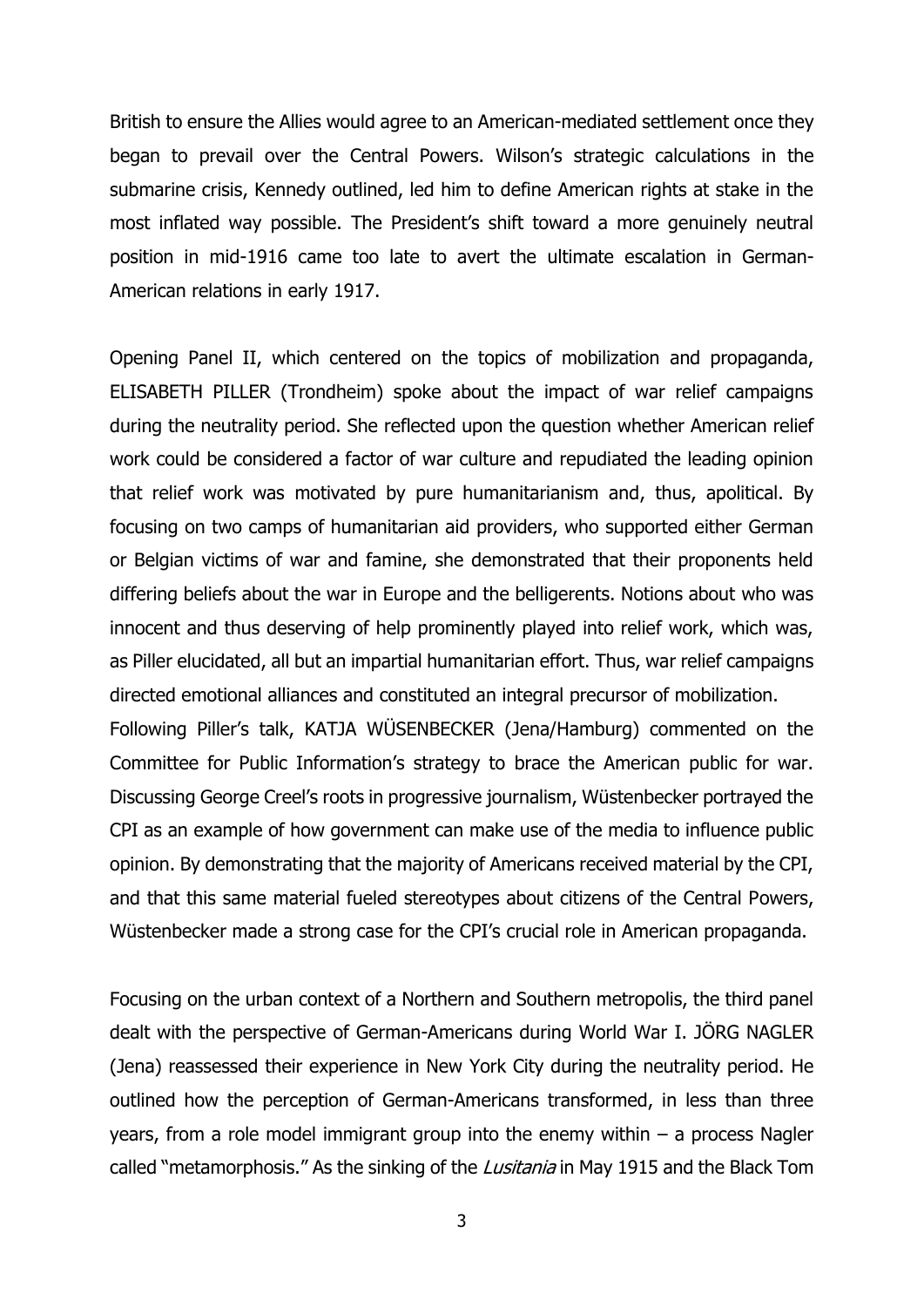British to ensure the Allies would agree to an American-mediated settlement once they began to prevail over the Central Powers. Wilson's strategic calculations in the submarine crisis, Kennedy outlined, led him to define American rights at stake in the most inflated way possible. The President's shift toward a more genuinely neutral position in mid-1916 came too late to avert the ultimate escalation in German-American relations in early 1917.

Opening Panel II, which centered on the topics of mobilization and propaganda, ELISABETH PILLER (Trondheim) spoke about the impact of war relief campaigns during the neutrality period. She reflected upon the question whether American relief work could be considered a factor of war culture and repudiated the leading opinion that relief work was motivated by pure humanitarianism and, thus, apolitical. By focusing on two camps of humanitarian aid providers, who supported either German or Belgian victims of war and famine, she demonstrated that their proponents held differing beliefs about the war in Europe and the belligerents. Notions about who was innocent and thus deserving of help prominently played into relief work, which was, as Piller elucidated, all but an impartial humanitarian effort. Thus, war relief campaigns directed emotional alliances and constituted an integral precursor of mobilization.
Following Piller's talk, KATJA WÜSENBECKER (Jena/Hamburg) commented on the Committee for Public Information's strategy to brace the American public for war. Discussing George Creel's roots in progressive journalism, Wüstenbecker portrayed the CPI as an example of how government can make use of the media to influence public opinion. By demonstrating that the majority of Americans received material by the CPI, and that this same material fueled stereotypes about citizens of the Central Powers, Wüstenbecker made a strong case for the CPI's crucial role in American propaganda.

Focusing on the urban context of a Northern and Southern metropolis, the third panel dealt with the perspective of German-Americans during World War I. JÖRG NAGLER (Jena) reassessed their experience in New York City during the neutrality period. He outlined how the perception of German-Americans transformed, in less than three years, from a role model immigrant group into the enemy within – a process Nagler called "metamorphosis." As the sinking of the *Lusitania* in May 1915 and the Black Tom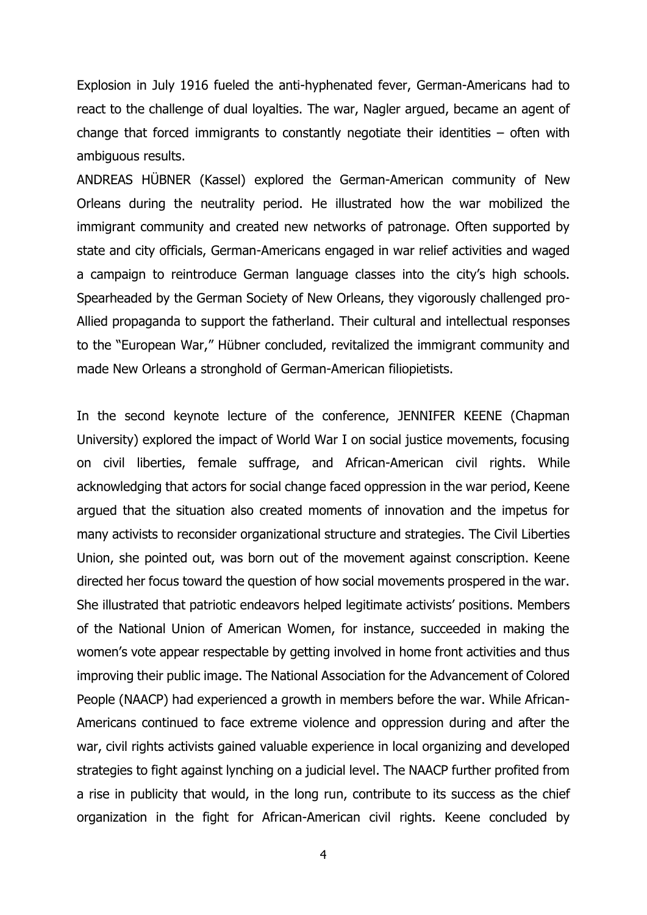Explosion in July 1916 fueled the anti-hyphenated fever, German-Americans had to react to the challenge of dual loyalties. The war, Nagler argued, became an agent of change that forced immigrants to constantly negotiate their identities – often with ambiguous results.

ANDREAS HÜBNER (Kassel) explored the German-American community of New Orleans during the neutrality period. He illustrated how the war mobilized the immigrant community and created new networks of patronage. Often supported by state and city officials, German-Americans engaged in war relief activities and waged a campaign to reintroduce German language classes into the city's high schools. Spearheaded by the German Society of New Orleans, they vigorously challenged pro-Allied propaganda to support the fatherland. Their cultural and intellectual responses to the "European War," Hübner concluded, revitalized the immigrant community and made New Orleans a stronghold of German-American filiopietists.

In the second keynote lecture of the conference, JENNIFER KEENE (Chapman University) explored the impact of World War I on social justice movements, focusing on civil liberties, female suffrage, and African-American civil rights. While acknowledging that actors for social change faced oppression in the war period, Keene argued that the situation also created moments of innovation and the impetus for many activists to reconsider organizational structure and strategies. The Civil Liberties Union, she pointed out, was born out of the movement against conscription. Keene directed her focus toward the question of how social movements prospered in the war. She illustrated that patriotic endeavors helped legitimate activists' positions. Members of the National Union of American Women, for instance, succeeded in making the women's vote appear respectable by getting involved in home front activities and thus improving their public image. The National Association for the Advancement of Colored People (NAACP) had experienced a growth in members before the war. While African-Americans continued to face extreme violence and oppression during and after the war, civil rights activists gained valuable experience in local organizing and developed strategies to fight against lynching on a judicial level. The NAACP further profited from a rise in publicity that would, in the long run, contribute to its success as the chief organization in the fight for African-American civil rights. Keene concluded by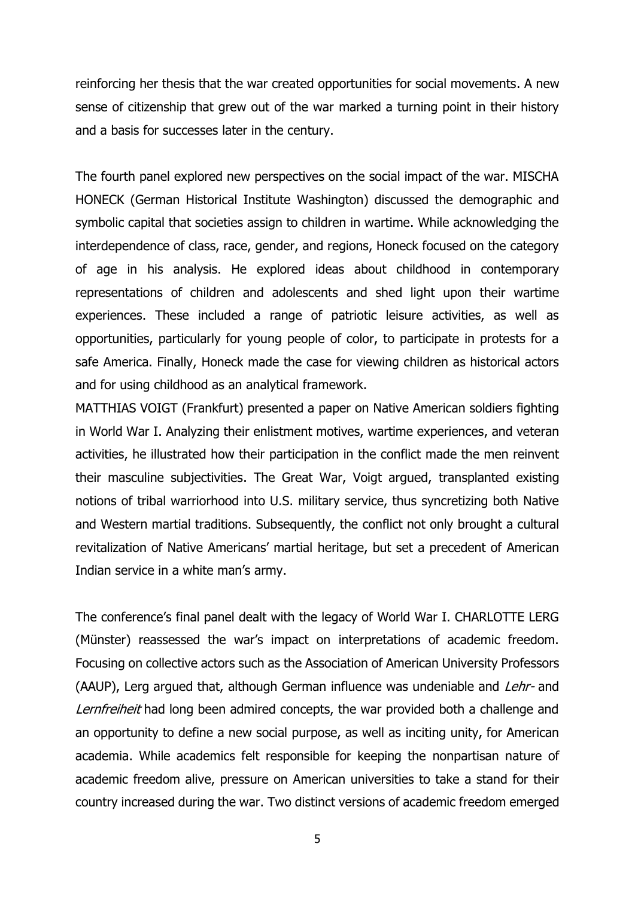reinforcing her thesis that the war created opportunities for social movements. A new sense of citizenship that grew out of the war marked a turning point in their history and a basis for successes later in the century.

The fourth panel explored new perspectives on the social impact of the war. MISCHA HONECK (German Historical Institute Washington) discussed the demographic and symbolic capital that societies assign to children in wartime. While acknowledging the interdependence of class, race, gender, and regions, Honeck focused on the category of age in his analysis. He explored ideas about childhood in contemporary representations of children and adolescents and shed light upon their wartime experiences. These included a range of patriotic leisure activities, as well as opportunities, particularly for young people of color, to participate in protests for a safe America. Finally, Honeck made the case for viewing children as historical actors and for using childhood as an analytical framework.

MATTHIAS VOIGT (Frankfurt) presented a paper on Native American soldiers fighting in World War I. Analyzing their enlistment motives, wartime experiences, and veteran activities, he illustrated how their participation in the conflict made the men reinvent their masculine subjectivities. The Great War, Voigt argued, transplanted existing notions of tribal warriorhood into U.S. military service, thus syncretizing both Native and Western martial traditions. Subsequently, the conflict not only brought a cultural revitalization of Native Americans' martial heritage, but set a precedent of American Indian service in a white man's army.

The conference's final panel dealt with the legacy of World War I. CHARLOTTE LERG (Münster) reassessed the war's impact on interpretations of academic freedom. Focusing on collective actors such as the Association of American University Professors (AAUP), Lerg argued that, although German influence was undeniable and *Lehr-* and *Lernfreiheit* had long been admired concepts, the war provided both a challenge and an opportunity to define a new social purpose, as well as inciting unity, for American academia. While academics felt responsible for keeping the nonpartisan nature of academic freedom alive, pressure on American universities to take a stand for their country increased during the war. Two distinct versions of academic freedom emerged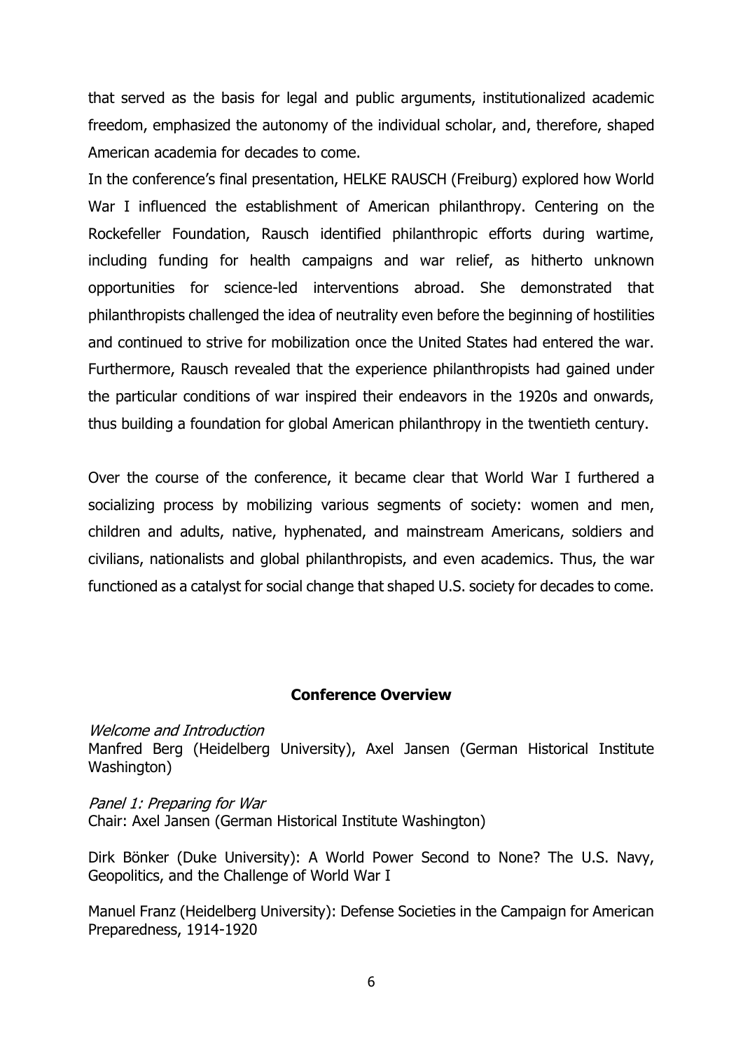that served as the basis for legal and public arguments, institutionalized academic freedom, emphasized the autonomy of the individual scholar, and, therefore, shaped American academia for decades to come.

In the conference's final presentation, HELKE RAUSCH (Freiburg) explored how World War I influenced the establishment of American philanthropy. Centering on the Rockefeller Foundation, Rausch identified philanthropic efforts during wartime, including funding for health campaigns and war relief, as hitherto unknown opportunities for science-led interventions abroad. She demonstrated that philanthropists challenged the idea of neutrality even before the beginning of hostilities and continued to strive for mobilization once the United States had entered the war. Furthermore, Rausch revealed that the experience philanthropists had gained under the particular conditions of war inspired their endeavors in the 1920s and onwards, thus building a foundation for global American philanthropy in the twentieth century.

Over the course of the conference, it became clear that World War I furthered a socializing process by mobilizing various segments of society: women and men, children and adults, native, hyphenated, and mainstream Americans, soldiers and civilians, nationalists and global philanthropists, and even academics. Thus, the war functioned as a catalyst for social change that shaped U.S. society for decades to come.

**Conference Overview**

*Welcome and Introduction*
Manfred Berg (Heidelberg University), Axel Jansen (German Historical Institute Washington)

*Panel 1: Preparing for War*
Chair: Axel Jansen (German Historical Institute Washington)

Dirk Bönker (Duke University): A World Power Second to None? The U.S. Navy, Geopolitics, and the Challenge of World War I

Manuel Franz (Heidelberg University): Defense Societies in the Campaign for American Preparedness, 1914-1920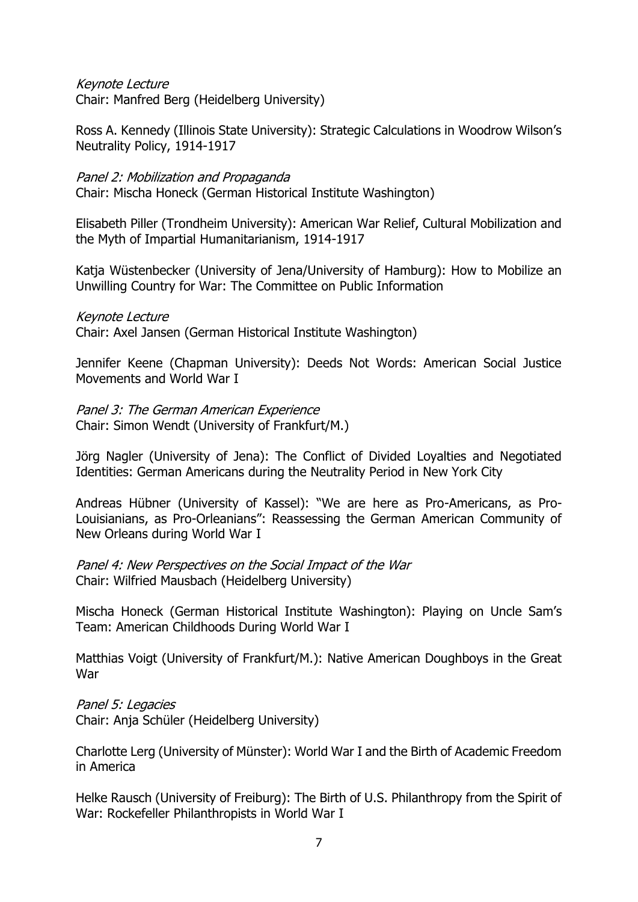*Keynote Lecture*
Chair: Manfred Berg (Heidelberg University)

Ross A. Kennedy (Illinois State University): Strategic Calculations in Woodrow Wilson's Neutrality Policy, 1914-1917

*Panel 2: Mobilization and Propaganda*
Chair: Mischa Honeck (German Historical Institute Washington)

Elisabeth Piller (Trondheim University): American War Relief, Cultural Mobilization and the Myth of Impartial Humanitarianism, 1914-1917

Katja Wüstenbecker (University of Jena/University of Hamburg): How to Mobilize an Unwilling Country for War: The Committee on Public Information

*Keynote Lecture*
Chair: Axel Jansen (German Historical Institute Washington)

Jennifer Keene (Chapman University): Deeds Not Words: American Social Justice Movements and World War I

*Panel 3: The German American Experience*
Chair: Simon Wendt (University of Frankfurt/M.)

Jörg Nagler (University of Jena): The Conflict of Divided Loyalties and Negotiated Identities: German Americans during the Neutrality Period in New York City

Andreas Hübner (University of Kassel): "We are here as Pro-Americans, as Pro-Louisianians, as Pro-Orleanians": Reassessing the German American Community of New Orleans during World War I

*Panel 4: New Perspectives on the Social Impact of the War*
Chair: Wilfried Mausbach (Heidelberg University)

Mischa Honeck (German Historical Institute Washington): Playing on Uncle Sam's Team: American Childhoods During World War I

Matthias Voigt (University of Frankfurt/M.): Native American Doughboys in the Great War

*Panel 5: Legacies*
Chair: Anja Schüler (Heidelberg University)

Charlotte Lerg (University of Münster): World War I and the Birth of Academic Freedom in America

Helke Rausch (University of Freiburg): The Birth of U.S. Philanthropy from the Spirit of War: Rockefeller Philanthropists in World War I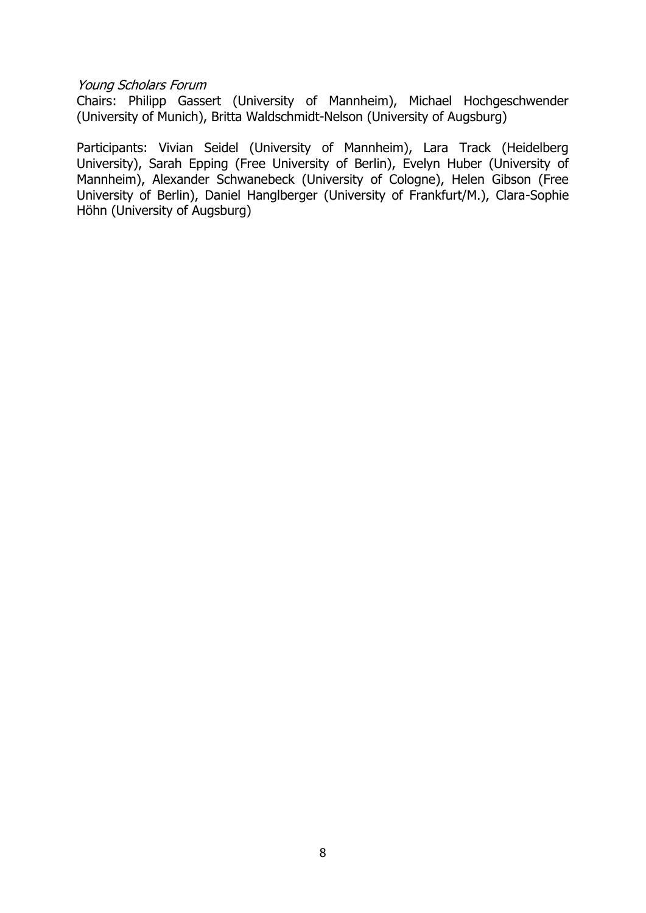*Young Scholars Forum*

Chairs: Philipp Gassert (University of Mannheim), Michael Hochgeschwender (University of Munich), Britta Waldschmidt-Nelson (University of Augsburg)

Participants: Vivian Seidel (University of Mannheim), Lara Track (Heidelberg University), Sarah Epping (Free University of Berlin), Evelyn Huber (University of Mannheim), Alexander Schwanebeck (University of Cologne), Helen Gibson (Free University of Berlin), Daniel Hanglberger (University of Frankfurt/M.), Clara-Sophie Höhn (University of Augsburg)